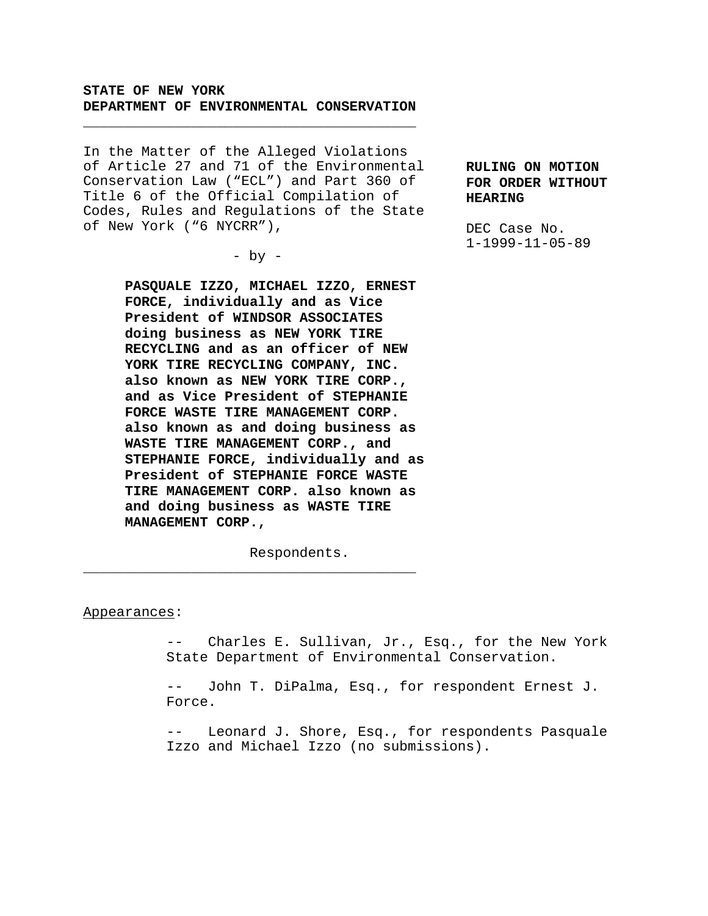**STATE OF NEW YORK**
**DEPARTMENT OF ENVIRONMENTAL CONSERVATION**

---

In the Matter of the Alleged Violations of Article 27 and 71 of the Environmental Conservation Law ("ECL") and Part 360 of Title 6 of the Official Compilation of Codes, Rules and Regulations of the State of New York ("6 NYCRR"),

\- by -

**PASQUALE IZZO, MICHAEL IZZO, ERNEST FORCE, individually and as Vice President of WINDSOR ASSOCIATES doing business as NEW YORK TIRE RECYCLING and as an officer of NEW YORK TIRE RECYCLING COMPANY, INC. also known as NEW YORK TIRE CORP., and as Vice President of STEPHANIE FORCE WASTE TIRE MANAGEMENT CORP. also known as and doing business as WASTE TIRE MANAGEMENT CORP., and STEPHANIE FORCE, individually and as President of STEPHANIE FORCE WASTE TIRE MANAGEMENT CORP. also known as and doing business as WASTE TIRE MANAGEMENT CORP.,**

Respondents.

---

**RULING ON MOTION FOR ORDER WITHOUT HEARING**

DEC Case No. 1-1999-11-05-89

Appearances:

-- Charles E. Sullivan, Jr., Esq., for the New York State Department of Environmental Conservation.

-- John T. DiPalma, Esq., for respondent Ernest J. Force.

-- Leonard J. Shore, Esq., for respondents Pasquale Izzo and Michael Izzo (no submissions).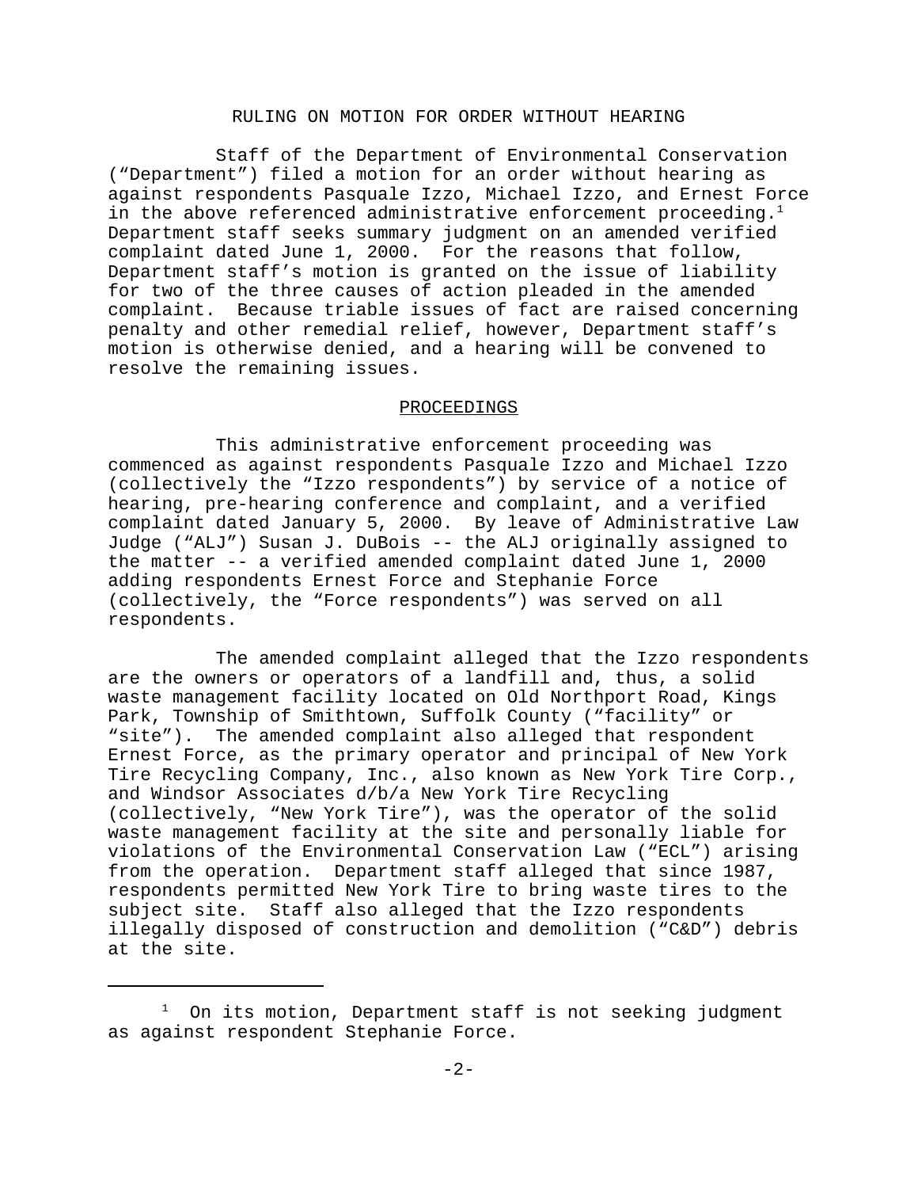## RULING ON MOTION FOR ORDER WITHOUT HEARING

Staff of the Department of Environmental Conservation ("Department") filed a motion for an order without hearing as against respondents Pasquale Izzo, Michael Izzo, and Ernest Force in the above referenced administrative enforcement proceeding.[1] Department staff seeks summary judgment on an amended verified complaint dated June 1, 2000. For the reasons that follow, Department staff's motion is granted on the issue of liability for two of the three causes of action pleaded in the amended complaint. Because triable issues of fact are raised concerning penalty and other remedial relief, however, Department staff's motion is otherwise denied, and a hearing will be convened to resolve the remaining issues.

### PROCEEDINGS

This administrative enforcement proceeding was commenced as against respondents Pasquale Izzo and Michael Izzo (collectively the "Izzo respondents") by service of a notice of hearing, pre-hearing conference and complaint, and a verified complaint dated January 5, 2000. By leave of Administrative Law Judge ("ALJ") Susan J. DuBois -- the ALJ originally assigned to the matter -- a verified amended complaint dated June 1, 2000 adding respondents Ernest Force and Stephanie Force (collectively, the "Force respondents") was served on all respondents.

The amended complaint alleged that the Izzo respondents are the owners or operators of a landfill and, thus, a solid waste management facility located on Old Northport Road, Kings Park, Township of Smithtown, Suffolk County ("facility" or "site"). The amended complaint also alleged that respondent Ernest Force, as the primary operator and principal of New York Tire Recycling Company, Inc., also known as New York Tire Corp., and Windsor Associates d/b/a New York Tire Recycling (collectively, "New York Tire"), was the operator of the solid waste management facility at the site and personally liable for violations of the Environmental Conservation Law ("ECL") arising from the operation. Department staff alleged that since 1987, respondents permitted New York Tire to bring waste tires to the subject site. Staff also alleged that the Izzo respondents illegally disposed of construction and demolition ("C&D") debris at the site.

[1] On its motion, Department staff is not seeking judgment as against respondent Stephanie Force.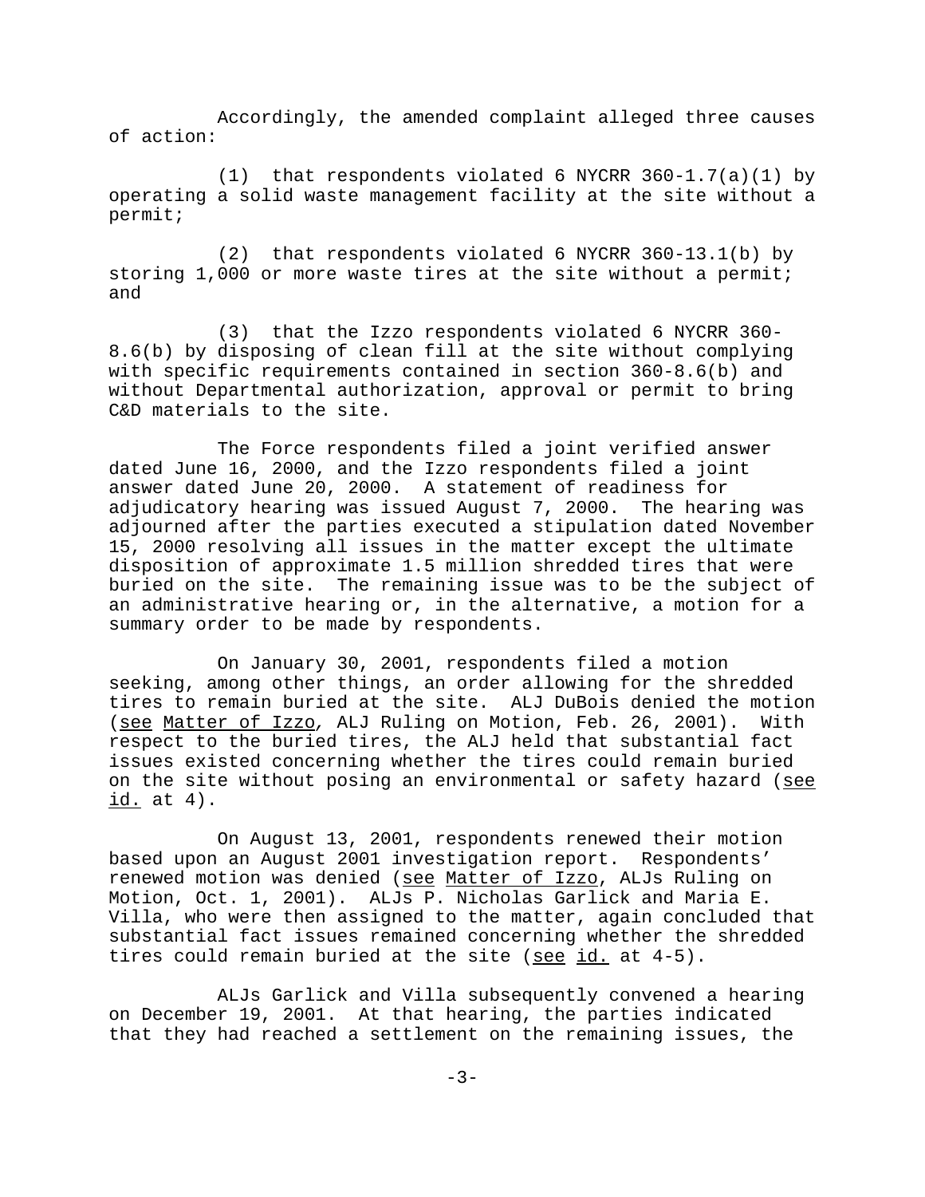Accordingly, the amended complaint alleged three causes of action:

(1) that respondents violated 6 NYCRR 360-1.7(a)(1) by operating a solid waste management facility at the site without a permit;

(2) that respondents violated 6 NYCRR 360-13.1(b) by storing 1,000 or more waste tires at the site without a permit; and

(3) that the Izzo respondents violated 6 NYCRR 360-8.6(b) by disposing of clean fill at the site without complying with specific requirements contained in section 360-8.6(b) and without Departmental authorization, approval or permit to bring C&D materials to the site.

The Force respondents filed a joint verified answer dated June 16, 2000, and the Izzo respondents filed a joint answer dated June 20, 2000. A statement of readiness for adjudicatory hearing was issued August 7, 2000. The hearing was adjourned after the parties executed a stipulation dated November 15, 2000 resolving all issues in the matter except the ultimate disposition of approximate 1.5 million shredded tires that were buried on the site. The remaining issue was to be the subject of an administrative hearing or, in the alternative, a motion for a summary order to be made by respondents.

On January 30, 2001, respondents filed a motion seeking, among other things, an order allowing for the shredded tires to remain buried at the site. ALJ DuBois denied the motion (see Matter of Izzo, ALJ Ruling on Motion, Feb. 26, 2001). With respect to the buried tires, the ALJ held that substantial fact issues existed concerning whether the tires could remain buried on the site without posing an environmental or safety hazard (see id. at 4).

On August 13, 2001, respondents renewed their motion based upon an August 2001 investigation report. Respondents' renewed motion was denied (see Matter of Izzo, ALJs Ruling on Motion, Oct. 1, 2001). ALJs P. Nicholas Garlick and Maria E. Villa, who were then assigned to the matter, again concluded that substantial fact issues remained concerning whether the shredded tires could remain buried at the site (see id. at 4-5).

ALJs Garlick and Villa subsequently convened a hearing on December 19, 2001. At that hearing, the parties indicated that they had reached a settlement on the remaining issues, the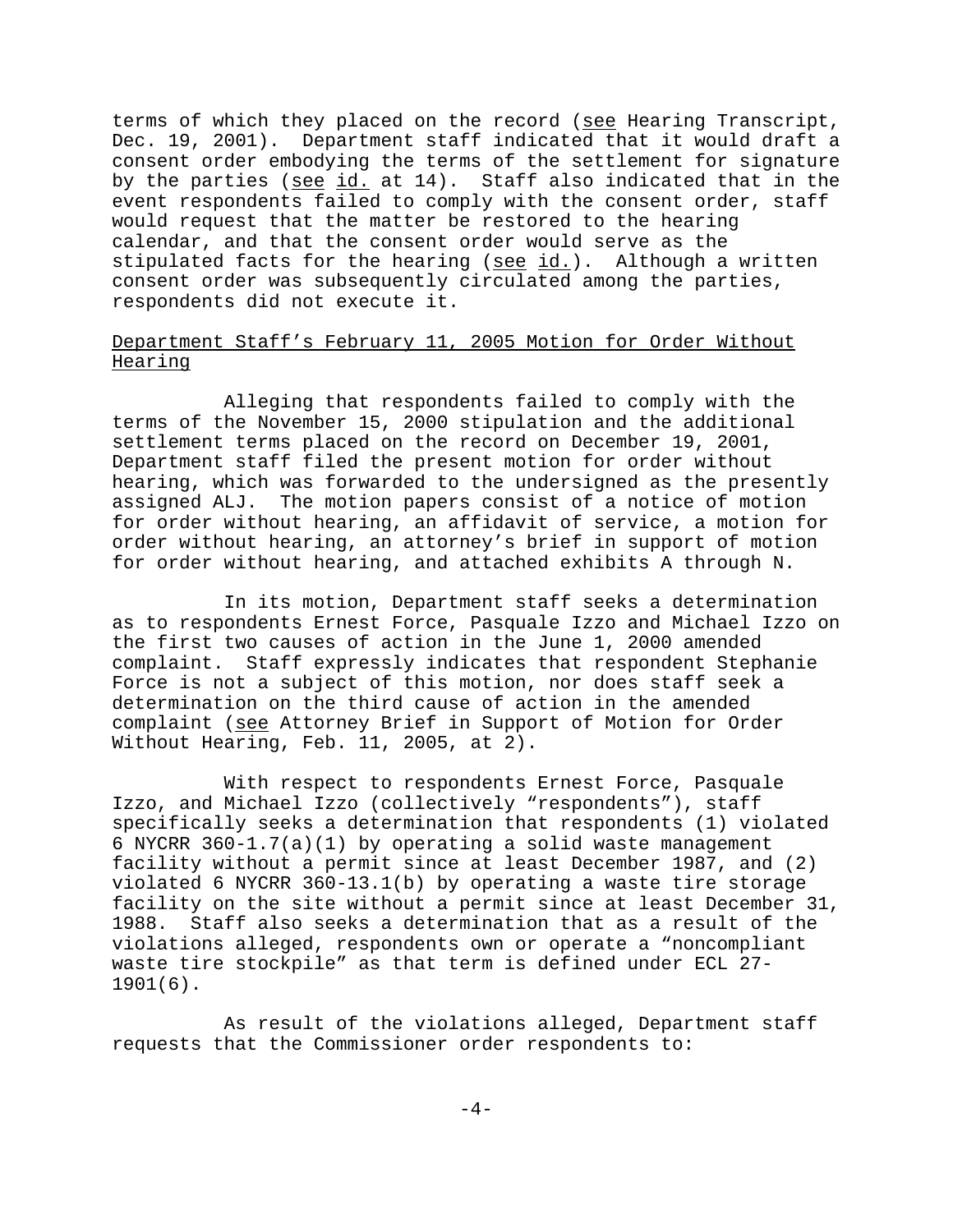terms of which they placed on the record (see Hearing Transcript, Dec. 19, 2001). Department staff indicated that it would draft a consent order embodying the terms of the settlement for signature by the parties (see id. at 14). Staff also indicated that in the event respondents failed to comply with the consent order, staff would request that the matter be restored to the hearing calendar, and that the consent order would serve as the stipulated facts for the hearing (see id.). Although a written consent order was subsequently circulated among the parties, respondents did not execute it.

Department Staff's February 11, 2005 Motion for Order Without Hearing

Alleging that respondents failed to comply with the terms of the November 15, 2000 stipulation and the additional settlement terms placed on the record on December 19, 2001, Department staff filed the present motion for order without hearing, which was forwarded to the undersigned as the presently assigned ALJ. The motion papers consist of a notice of motion for order without hearing, an affidavit of service, a motion for order without hearing, an attorney's brief in support of motion for order without hearing, and attached exhibits A through N.

In its motion, Department staff seeks a determination as to respondents Ernest Force, Pasquale Izzo and Michael Izzo on the first two causes of action in the June 1, 2000 amended complaint. Staff expressly indicates that respondent Stephanie Force is not a subject of this motion, nor does staff seek a determination on the third cause of action in the amended complaint (see Attorney Brief in Support of Motion for Order Without Hearing, Feb. 11, 2005, at 2).

With respect to respondents Ernest Force, Pasquale Izzo, and Michael Izzo (collectively "respondents"), staff specifically seeks a determination that respondents (1) violated 6 NYCRR 360-1.7(a)(1) by operating a solid waste management facility without a permit since at least December 1987, and (2) violated 6 NYCRR 360-13.1(b) by operating a waste tire storage facility on the site without a permit since at least December 31, 1988. Staff also seeks a determination that as a result of the violations alleged, respondents own or operate a "noncompliant waste tire stockpile" as that term is defined under ECL 27-1901(6).

As result of the violations alleged, Department staff requests that the Commissioner order respondents to: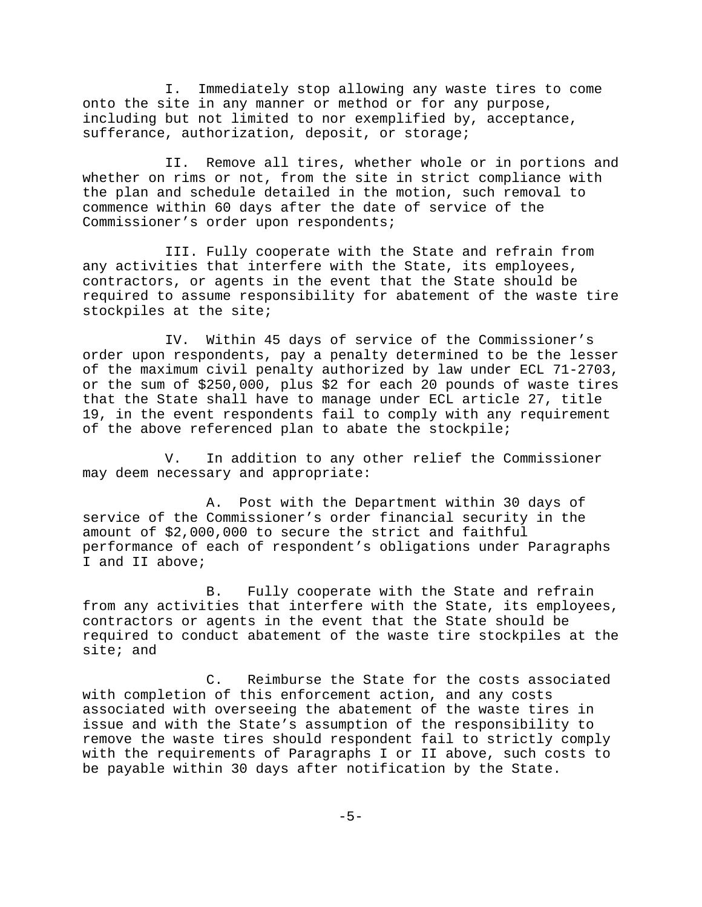I. Immediately stop allowing any waste tires to come onto the site in any manner or method or for any purpose, including but not limited to nor exemplified by, acceptance, sufferance, authorization, deposit, or storage;

II. Remove all tires, whether whole or in portions and whether on rims or not, from the site in strict compliance with the plan and schedule detailed in the motion, such removal to commence within 60 days after the date of service of the Commissioner's order upon respondents;

III. Fully cooperate with the State and refrain from any activities that interfere with the State, its employees, contractors, or agents in the event that the State should be required to assume responsibility for abatement of the waste tire stockpiles at the site;

IV. Within 45 days of service of the Commissioner's order upon respondents, pay a penalty determined to be the lesser of the maximum civil penalty authorized by law under ECL 71-2703, or the sum of $250,000, plus $2 for each 20 pounds of waste tires that the State shall have to manage under ECL article 27, title 19, in the event respondents fail to comply with any requirement of the above referenced plan to abate the stockpile;

V. In addition to any other relief the Commissioner may deem necessary and appropriate:

A. Post with the Department within 30 days of service of the Commissioner's order financial security in the amount of $2,000,000 to secure the strict and faithful performance of each of respondent's obligations under Paragraphs I and II above;

B. Fully cooperate with the State and refrain from any activities that interfere with the State, its employees, contractors or agents in the event that the State should be required to conduct abatement of the waste tire stockpiles at the site; and

C. Reimburse the State for the costs associated with completion of this enforcement action, and any costs associated with overseeing the abatement of the waste tires in issue and with the State's assumption of the responsibility to remove the waste tires should respondent fail to strictly comply with the requirements of Paragraphs I or II above, such costs to be payable within 30 days after notification by the State.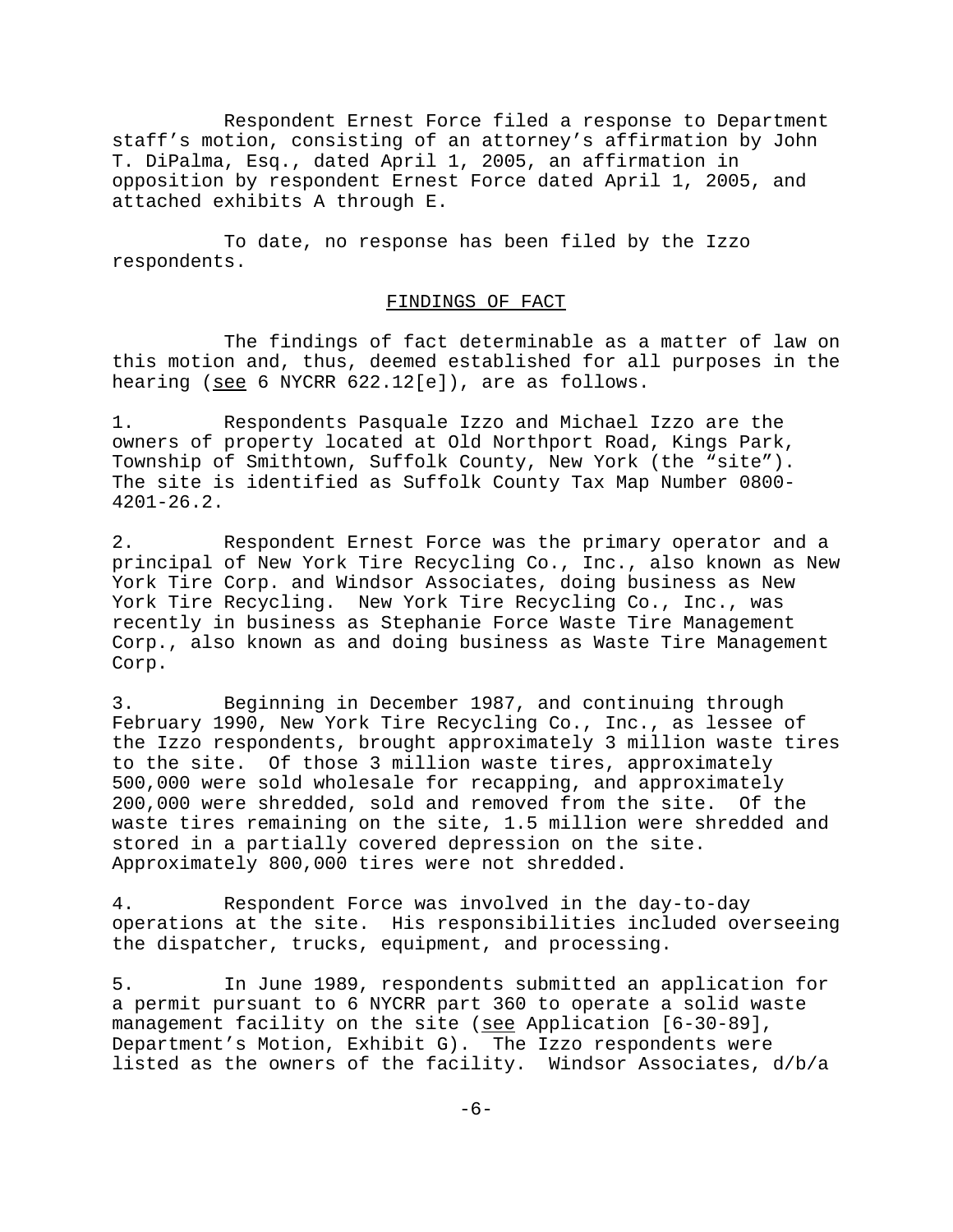Respondent Ernest Force filed a response to Department staff's motion, consisting of an attorney's affirmation by John T. DiPalma, Esq., dated April 1, 2005, an affirmation in opposition by respondent Ernest Force dated April 1, 2005, and attached exhibits A through E.

To date, no response has been filed by the Izzo respondents.

## FINDINGS OF FACT

The findings of fact determinable as a matter of law on this motion and, thus, deemed established for all purposes in the hearing (see 6 NYCRR 622.12[e]), are as follows.

1. Respondents Pasquale Izzo and Michael Izzo are the owners of property located at Old Northport Road, Kings Park, Township of Smithtown, Suffolk County, New York (the "site"). The site is identified as Suffolk County Tax Map Number 0800-4201-26.2.

2. Respondent Ernest Force was the primary operator and a principal of New York Tire Recycling Co., Inc., also known as New York Tire Corp. and Windsor Associates, doing business as New York Tire Recycling. New York Tire Recycling Co., Inc., was recently in business as Stephanie Force Waste Tire Management Corp., also known as and doing business as Waste Tire Management Corp.

3. Beginning in December 1987, and continuing through February 1990, New York Tire Recycling Co., Inc., as lessee of the Izzo respondents, brought approximately 3 million waste tires to the site. Of those 3 million waste tires, approximately 500,000 were sold wholesale for recapping, and approximately 200,000 were shredded, sold and removed from the site. Of the waste tires remaining on the site, 1.5 million were shredded and stored in a partially covered depression on the site. Approximately 800,000 tires were not shredded.

4. Respondent Force was involved in the day-to-day operations at the site. His responsibilities included overseeing the dispatcher, trucks, equipment, and processing.

5. In June 1989, respondents submitted an application for a permit pursuant to 6 NYCRR part 360 to operate a solid waste management facility on the site (see Application [6-30-89], Department's Motion, Exhibit G). The Izzo respondents were listed as the owners of the facility. Windsor Associates, d/b/a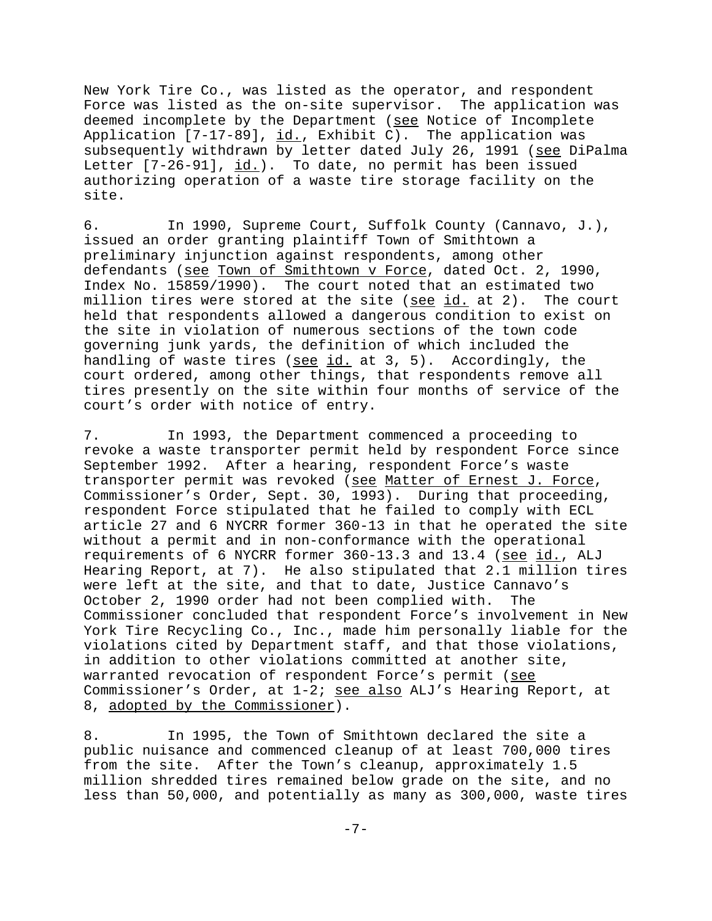New York Tire Co., was listed as the operator, and respondent Force was listed as the on-site supervisor. The application was deemed incomplete by the Department (see Notice of Incomplete Application [7-17-89], id., Exhibit C). The application was subsequently withdrawn by letter dated July 26, 1991 (see DiPalma Letter [7-26-91], id.). To date, no permit has been issued authorizing operation of a waste tire storage facility on the site.

6. In 1990, Supreme Court, Suffolk County (Cannavo, J.), issued an order granting plaintiff Town of Smithtown a preliminary injunction against respondents, among other defendants (see Town of Smithtown v Force, dated Oct. 2, 1990, Index No. 15859/1990). The court noted that an estimated two million tires were stored at the site (see id. at 2). The court held that respondents allowed a dangerous condition to exist on the site in violation of numerous sections of the town code governing junk yards, the definition of which included the handling of waste tires (see id. at 3, 5). Accordingly, the court ordered, among other things, that respondents remove all tires presently on the site within four months of service of the court's order with notice of entry.

7. In 1993, the Department commenced a proceeding to revoke a waste transporter permit held by respondent Force since September 1992. After a hearing, respondent Force's waste transporter permit was revoked (see Matter of Ernest J. Force, Commissioner's Order, Sept. 30, 1993). During that proceeding, respondent Force stipulated that he failed to comply with ECL article 27 and 6 NYCRR former 360-13 in that he operated the site without a permit and in non-conformance with the operational requirements of 6 NYCRR former 360-13.3 and 13.4 (see id., ALJ Hearing Report, at 7). He also stipulated that 2.1 million tires were left at the site, and that to date, Justice Cannavo's October 2, 1990 order had not been complied with. The Commissioner concluded that respondent Force's involvement in New York Tire Recycling Co., Inc., made him personally liable for the violations cited by Department staff, and that those violations, in addition to other violations committed at another site, warranted revocation of respondent Force's permit (see Commissioner's Order, at 1-2; see also ALJ's Hearing Report, at 8, adopted by the Commissioner).

8. In 1995, the Town of Smithtown declared the site a public nuisance and commenced cleanup of at least 700,000 tires from the site. After the Town's cleanup, approximately 1.5 million shredded tires remained below grade on the site, and no less than 50,000, and potentially as many as 300,000, waste tires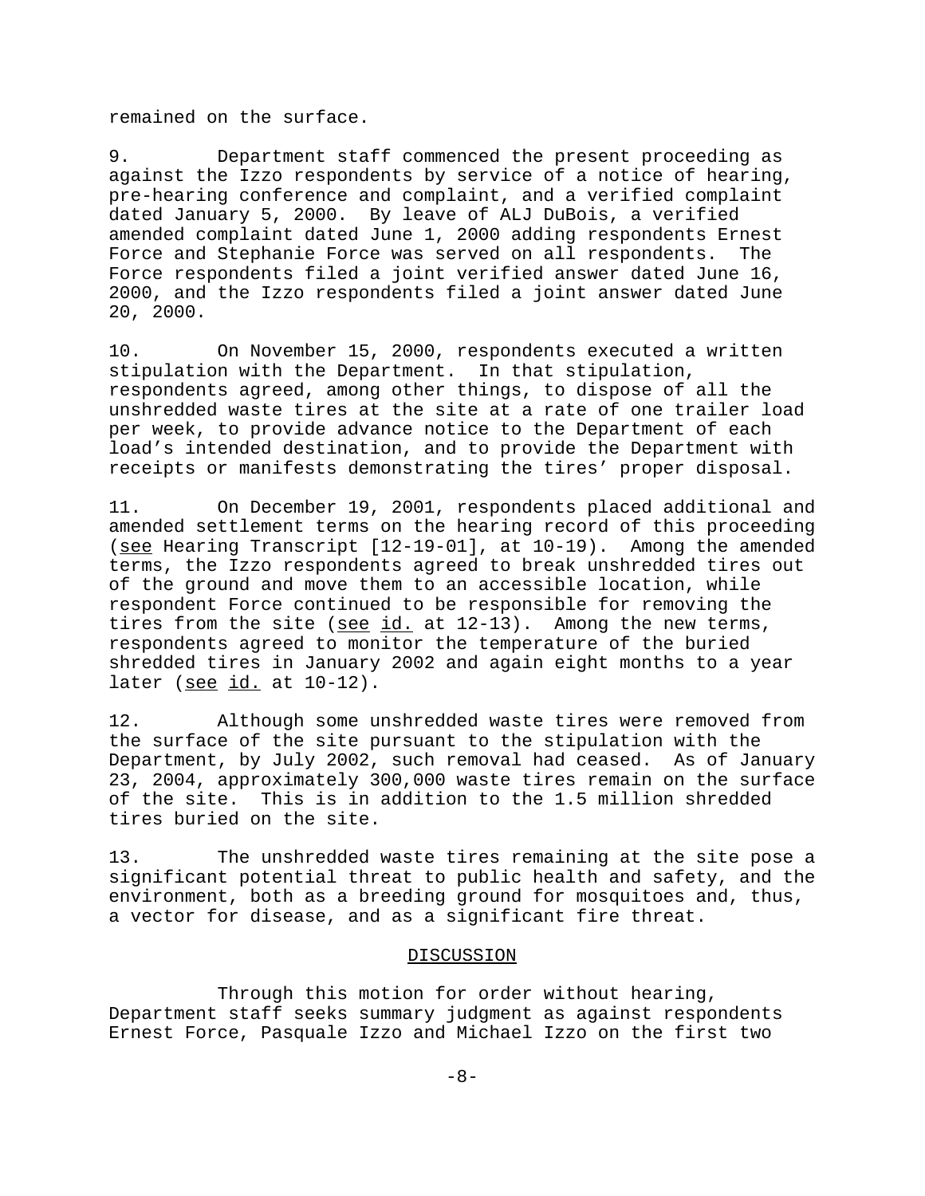remained on the surface.

9. Department staff commenced the present proceeding as against the Izzo respondents by service of a notice of hearing, pre-hearing conference and complaint, and a verified complaint dated January 5, 2000. By leave of ALJ DuBois, a verified amended complaint dated June 1, 2000 adding respondents Ernest Force and Stephanie Force was served on all respondents. The Force respondents filed a joint verified answer dated June 16, 2000, and the Izzo respondents filed a joint answer dated June 20, 2000.

10. On November 15, 2000, respondents executed a written stipulation with the Department. In that stipulation, respondents agreed, among other things, to dispose of all the unshredded waste tires at the site at a rate of one trailer load per week, to provide advance notice to the Department of each load's intended destination, and to provide the Department with receipts or manifests demonstrating the tires' proper disposal.

11. On December 19, 2001, respondents placed additional and amended settlement terms on the hearing record of this proceeding (see Hearing Transcript [12-19-01], at 10-19). Among the amended terms, the Izzo respondents agreed to break unshredded tires out of the ground and move them to an accessible location, while respondent Force continued to be responsible for removing the tires from the site (see id. at 12-13). Among the new terms, respondents agreed to monitor the temperature of the buried shredded tires in January 2002 and again eight months to a year later (see id. at 10-12).

12. Although some unshredded waste tires were removed from the surface of the site pursuant to the stipulation with the Department, by July 2002, such removal had ceased. As of January 23, 2004, approximately 300,000 waste tires remain on the surface of the site. This is in addition to the 1.5 million shredded tires buried on the site.

13. The unshredded waste tires remaining at the site pose a significant potential threat to public health and safety, and the environment, both as a breeding ground for mosquitoes and, thus, a vector for disease, and as a significant fire threat.

## DISCUSSION

Through this motion for order without hearing, Department staff seeks summary judgment as against respondents Ernest Force, Pasquale Izzo and Michael Izzo on the first two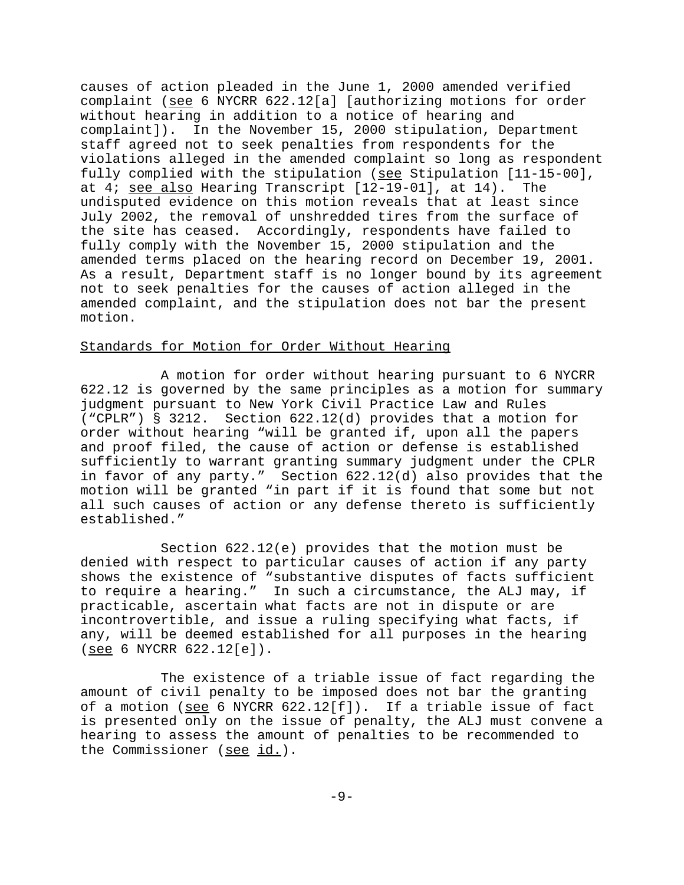causes of action pleaded in the June 1, 2000 amended verified complaint (see 6 NYCRR 622.12[a] [authorizing motions for order without hearing in addition to a notice of hearing and complaint]). In the November 15, 2000 stipulation, Department staff agreed not to seek penalties from respondents for the violations alleged in the amended complaint so long as respondent fully complied with the stipulation (see Stipulation [11-15-00], at 4; see also Hearing Transcript [12-19-01], at 14). The undisputed evidence on this motion reveals that at least since July 2002, the removal of unshredded tires from the surface of the site has ceased. Accordingly, respondents have failed to fully comply with the November 15, 2000 stipulation and the amended terms placed on the hearing record on December 19, 2001. As a result, Department staff is no longer bound by its agreement not to seek penalties for the causes of action alleged in the amended complaint, and the stipulation does not bar the present motion.

## Standards for Motion for Order Without Hearing

A motion for order without hearing pursuant to 6 NYCRR 622.12 is governed by the same principles as a motion for summary judgment pursuant to New York Civil Practice Law and Rules ("CPLR") § 3212. Section 622.12(d) provides that a motion for order without hearing "will be granted if, upon all the papers and proof filed, the cause of action or defense is established sufficiently to warrant granting summary judgment under the CPLR in favor of any party." Section 622.12(d) also provides that the motion will be granted "in part if it is found that some but not all such causes of action or any defense thereto is sufficiently established."

Section 622.12(e) provides that the motion must be denied with respect to particular causes of action if any party shows the existence of "substantive disputes of facts sufficient to require a hearing." In such a circumstance, the ALJ may, if practicable, ascertain what facts are not in dispute or are incontrovertible, and issue a ruling specifying what facts, if any, will be deemed established for all purposes in the hearing (see 6 NYCRR 622.12[e]).

The existence of a triable issue of fact regarding the amount of civil penalty to be imposed does not bar the granting of a motion (see 6 NYCRR 622.12[f]). If a triable issue of fact is presented only on the issue of penalty, the ALJ must convene a hearing to assess the amount of penalties to be recommended to the Commissioner (see id.).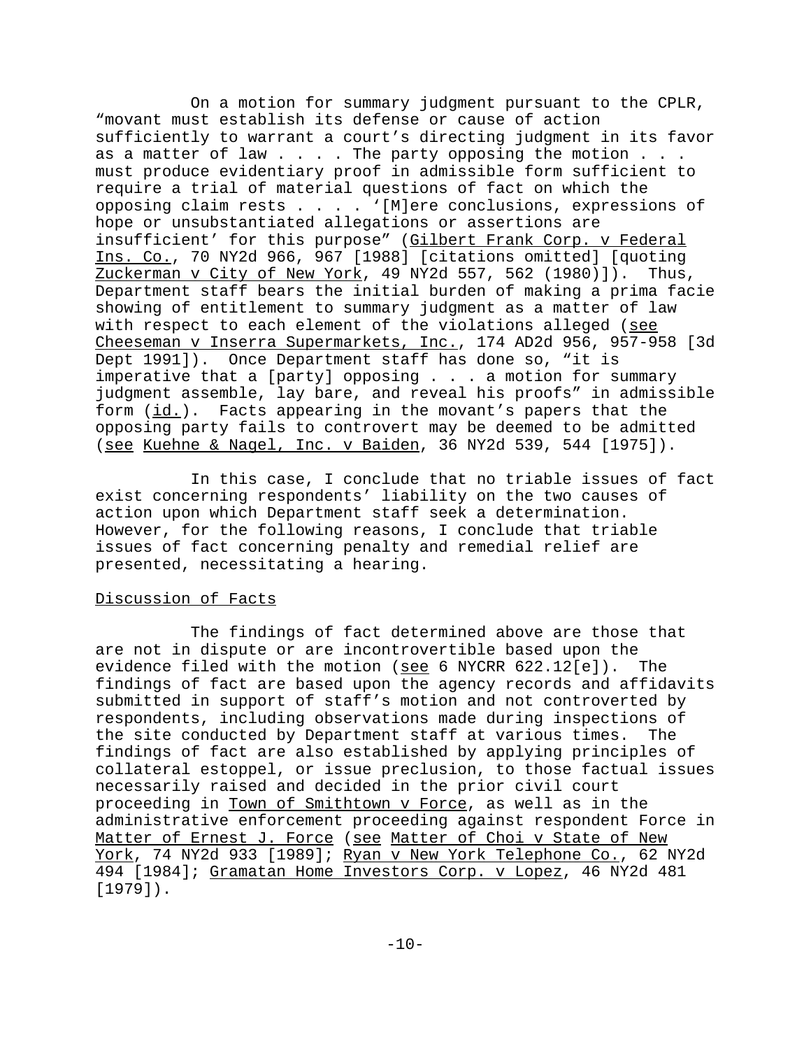On a motion for summary judgment pursuant to the CPLR, "movant must establish its defense or cause of action sufficiently to warrant a court's directing judgment in its favor as a matter of law . . . . The party opposing the motion . . . must produce evidentiary proof in admissible form sufficient to require a trial of material questions of fact on which the opposing claim rests . . . . '[M]ere conclusions, expressions of hope or unsubstantiated allegations or assertions are insufficient' for this purpose" (Gilbert Frank Corp. v Federal Ins. Co., 70 NY2d 966, 967 [1988] [citations omitted] [quoting Zuckerman v City of New York, 49 NY2d 557, 562 (1980)]). Thus, Department staff bears the initial burden of making a prima facie showing of entitlement to summary judgment as a matter of law with respect to each element of the violations alleged (see Cheeseman v Inserra Supermarkets, Inc., 174 AD2d 956, 957-958 [3d Dept 1991]). Once Department staff has done so, "it is imperative that a [party] opposing . . . a motion for summary judgment assemble, lay bare, and reveal his proofs" in admissible form (id.). Facts appearing in the movant's papers that the opposing party fails to controvert may be deemed to be admitted (see Kuehne & Nagel, Inc. v Baiden, 36 NY2d 539, 544 [1975]).

In this case, I conclude that no triable issues of fact exist concerning respondents' liability on the two causes of action upon which Department staff seek a determination. However, for the following reasons, I conclude that triable issues of fact concerning penalty and remedial relief are presented, necessitating a hearing.

Discussion of Facts

The findings of fact determined above are those that are not in dispute or are incontrovertible based upon the evidence filed with the motion (see 6 NYCRR 622.12[e]). The findings of fact are based upon the agency records and affidavits submitted in support of staff's motion and not controverted by respondents, including observations made during inspections of the site conducted by Department staff at various times. The findings of fact are also established by applying principles of collateral estoppel, or issue preclusion, to those factual issues necessarily raised and decided in the prior civil court proceeding in Town of Smithtown v Force, as well as in the administrative enforcement proceeding against respondent Force in Matter of Ernest J. Force (see Matter of Choi v State of New York, 74 NY2d 933 [1989]; Ryan v New York Telephone Co., 62 NY2d 494 [1984]; Gramatan Home Investors Corp. v Lopez, 46 NY2d 481 [1979]).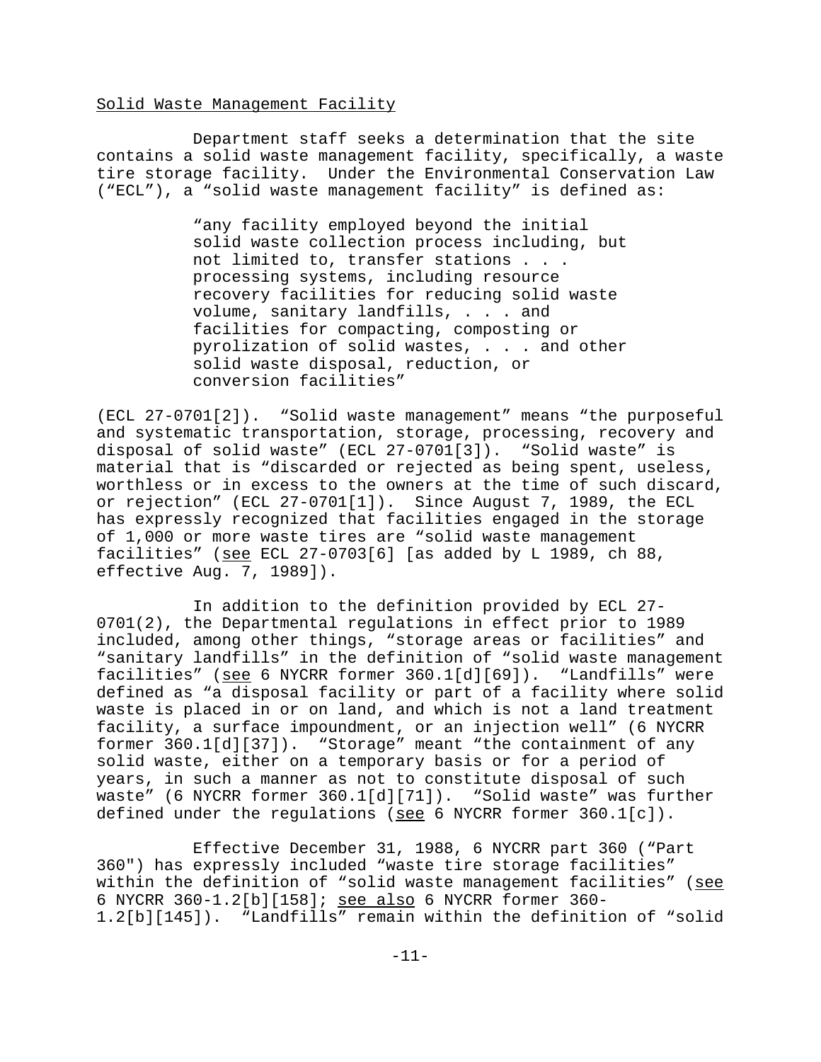Solid Waste Management Facility

Department staff seeks a determination that the site contains a solid waste management facility, specifically, a waste tire storage facility. Under the Environmental Conservation Law ("ECL"), a "solid waste management facility" is defined as:

> "any facility employed beyond the initial solid waste collection process including, but not limited to, transfer stations . . . processing systems, including resource recovery facilities for reducing solid waste volume, sanitary landfills, . . . and facilities for compacting, composting or pyrolization of solid wastes, . . . and other solid waste disposal, reduction, or conversion facilities"

(ECL 27-0701[2]). "Solid waste management" means "the purposeful and systematic transportation, storage, processing, recovery and disposal of solid waste" (ECL 27-0701[3]). "Solid waste" is material that is "discarded or rejected as being spent, useless, worthless or in excess to the owners at the time of such discard, or rejection" (ECL 27-0701[1]). Since August 7, 1989, the ECL has expressly recognized that facilities engaged in the storage of 1,000 or more waste tires are "solid waste management facilities" (see ECL 27-0703[6] [as added by L 1989, ch 88, effective Aug. 7, 1989]).

In addition to the definition provided by ECL 27-0701(2), the Departmental regulations in effect prior to 1989 included, among other things, "storage areas or facilities" and "sanitary landfills" in the definition of "solid waste management facilities" (see 6 NYCRR former 360.1[d][69]). "Landfills" were defined as "a disposal facility or part of a facility where solid waste is placed in or on land, and which is not a land treatment facility, a surface impoundment, or an injection well" (6 NYCRR former 360.1[d][37]). "Storage" meant "the containment of any solid waste, either on a temporary basis or for a period of years, in such a manner as not to constitute disposal of such waste" (6 NYCRR former 360.1[d][71]). "Solid waste" was further defined under the regulations (see 6 NYCRR former 360.1[c]).

Effective December 31, 1988, 6 NYCRR part 360 ("Part 360") has expressly included "waste tire storage facilities" within the definition of "solid waste management facilities" (see 6 NYCRR 360-1.2[b][158]; see also 6 NYCRR former 360-1.2[b][145]). "Landfills" remain within the definition of "solid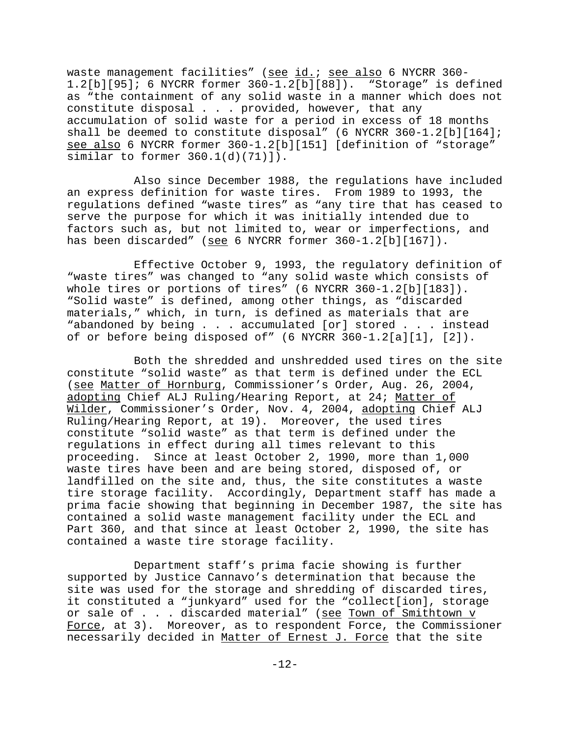waste management facilities" (_see_ _id._; _see also_ 6 NYCRR 360-1.2[b][95]; 6 NYCRR former 360-1.2[b][88]). "Storage" is defined as "the containment of any solid waste in a manner which does not constitute disposal . . . provided, however, that any accumulation of solid waste for a period in excess of 18 months shall be deemed to constitute disposal" (6 NYCRR 360-1.2[b][164]; _see also_ 6 NYCRR former 360-1.2[b][151] [definition of "storage" similar to former 360.1(d)(71)]).

Also since December 1988, the regulations have included an express definition for waste tires. From 1989 to 1993, the regulations defined "waste tires" as "any tire that has ceased to serve the purpose for which it was initially intended due to factors such as, but not limited to, wear or imperfections, and has been discarded" (_see_ 6 NYCRR former 360-1.2[b][167]).

Effective October 9, 1993, the regulatory definition of "waste tires" was changed to "any solid waste which consists of whole tires or portions of tires" (6 NYCRR 360-1.2[b][183]). "Solid waste" is defined, among other things, as "discarded materials," which, in turn, is defined as materials that are "abandoned by being . . . accumulated [or] stored . . . instead of or before being disposed of" (6 NYCRR 360-1.2[a][1], [2]).

Both the shredded and unshredded used tires on the site constitute "solid waste" as that term is defined under the ECL (_see_ _Matter of Hornburg_, Commissioner's Order, Aug. 26, 2004, _adopting_ Chief ALJ Ruling/Hearing Report, at 24; _Matter of Wilder_, Commissioner's Order, Nov. 4, 2004, _adopting_ Chief ALJ Ruling/Hearing Report, at 19). Moreover, the used tires constitute "solid waste" as that term is defined under the regulations in effect during all times relevant to this proceeding. Since at least October 2, 1990, more than 1,000 waste tires have been and are being stored, disposed of, or landfilled on the site and, thus, the site constitutes a waste tire storage facility. Accordingly, Department staff has made a prima facie showing that beginning in December 1987, the site has contained a solid waste management facility under the ECL and Part 360, and that since at least October 2, 1990, the site has contained a waste tire storage facility.

Department staff's prima facie showing is further supported by Justice Cannavo's determination that because the site was used for the storage and shredding of discarded tires, it constituted a "junkyard" used for the "collect[ion], storage or sale of . . . discarded material" (_see_ _Town of Smithtown v Force_, at 3). Moreover, as to respondent Force, the Commissioner necessarily decided in _Matter of Ernest J. Force_ that the site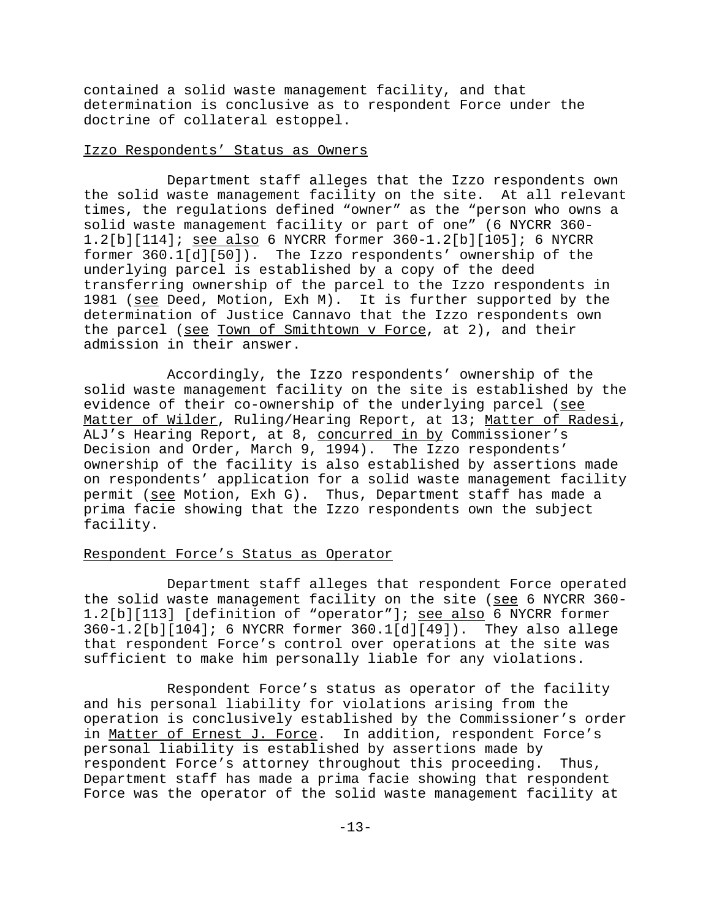contained a solid waste management facility, and that determination is conclusive as to respondent Force under the doctrine of collateral estoppel.

Izzo Respondents' Status as Owners

Department staff alleges that the Izzo respondents own the solid waste management facility on the site. At all relevant times, the regulations defined "owner" as the "person who owns a solid waste management facility or part of one" (6 NYCRR 360-1.2[b][114]; see also 6 NYCRR former 360-1.2[b][105]; 6 NYCRR former 360.1[d][50]). The Izzo respondents' ownership of the underlying parcel is established by a copy of the deed transferring ownership of the parcel to the Izzo respondents in 1981 (see Deed, Motion, Exh M). It is further supported by the determination of Justice Cannavo that the Izzo respondents own the parcel (see Town of Smithtown v Force, at 2), and their admission in their answer.

Accordingly, the Izzo respondents' ownership of the solid waste management facility on the site is established by the evidence of their co-ownership of the underlying parcel (see Matter of Wilder, Ruling/Hearing Report, at 13; Matter of Radesi, ALJ's Hearing Report, at 8, concurred in by Commissioner's Decision and Order, March 9, 1994). The Izzo respondents' ownership of the facility is also established by assertions made on respondents' application for a solid waste management facility permit (see Motion, Exh G). Thus, Department staff has made a prima facie showing that the Izzo respondents own the subject facility.

Respondent Force's Status as Operator

Department staff alleges that respondent Force operated the solid waste management facility on the site (see 6 NYCRR 360-1.2[b][113] [definition of "operator"]; see also 6 NYCRR former 360-1.2[b][104]; 6 NYCRR former 360.1[d][49]). They also allege that respondent Force's control over operations at the site was sufficient to make him personally liable for any violations.

Respondent Force's status as operator of the facility and his personal liability for violations arising from the operation is conclusively established by the Commissioner's order in Matter of Ernest J. Force. In addition, respondent Force's personal liability is established by assertions made by respondent Force's attorney throughout this proceeding. Thus, Department staff has made a prima facie showing that respondent Force was the operator of the solid waste management facility at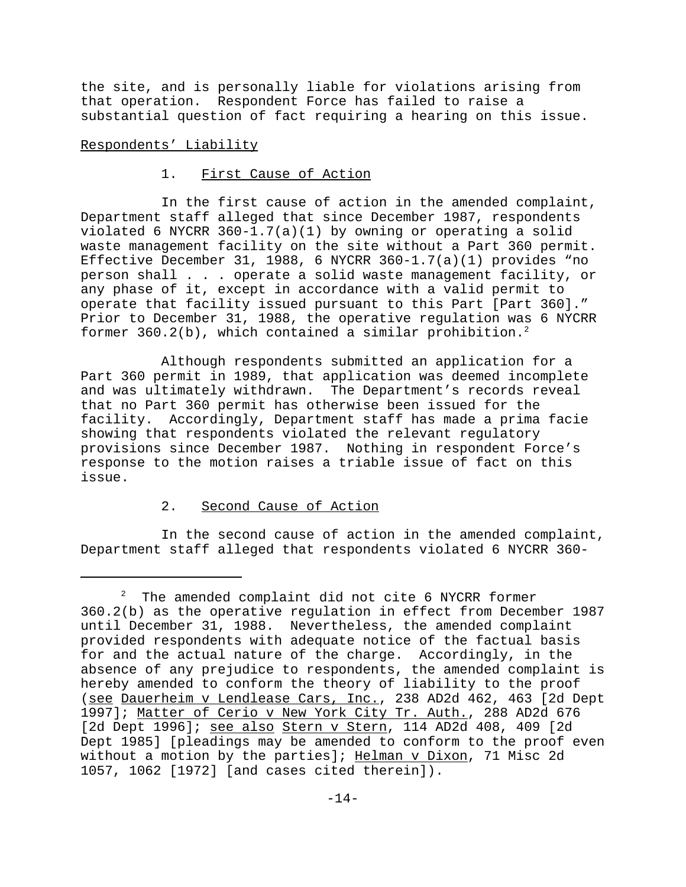the site, and is personally liable for violations arising from that operation. Respondent Force has failed to raise a substantial question of fact requiring a hearing on this issue.

Respondents' Liability

1. First Cause of Action

In the first cause of action in the amended complaint, Department staff alleged that since December 1987, respondents violated 6 NYCRR 360-1.7(a)(1) by owning or operating a solid waste management facility on the site without a Part 360 permit. Effective December 31, 1988, 6 NYCRR 360-1.7(a)(1) provides "no person shall . . . operate a solid waste management facility, or any phase of it, except in accordance with a valid permit to operate that facility issued pursuant to this Part [Part 360]." Prior to December 31, 1988, the operative regulation was 6 NYCRR former 360.2(b), which contained a similar prohibition.[2]

Although respondents submitted an application for a Part 360 permit in 1989, that application was deemed incomplete and was ultimately withdrawn. The Department's records reveal that no Part 360 permit has otherwise been issued for the facility. Accordingly, Department staff has made a prima facie showing that respondents violated the relevant regulatory provisions since December 1987. Nothing in respondent Force's response to the motion raises a triable issue of fact on this issue.

2. Second Cause of Action

In the second cause of action in the amended complaint, Department staff alleged that respondents violated 6 NYCRR 360-

---

[2] The amended complaint did not cite 6 NYCRR former 360.2(b) as the operative regulation in effect from December 1987 until December 31, 1988. Nevertheless, the amended complaint provided respondents with adequate notice of the factual basis for and the actual nature of the charge. Accordingly, in the absence of any prejudice to respondents, the amended complaint is hereby amended to conform the theory of liability to the proof (see Dauerheim v Lendlease Cars, Inc., 238 AD2d 462, 463 [2d Dept 1997]; Matter of Cerio v New York City Tr. Auth., 288 AD2d 676 [2d Dept 1996]; see also Stern v Stern, 114 AD2d 408, 409 [2d Dept 1985] [pleadings may be amended to conform to the proof even without a motion by the parties]; Helman v Dixon, 71 Misc 2d 1057, 1062 [1972] [and cases cited therein]).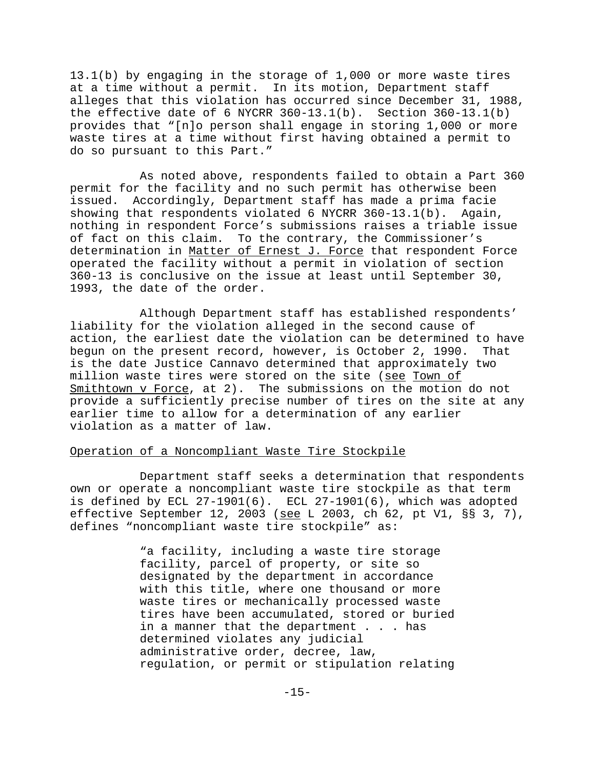13.1(b) by engaging in the storage of 1,000 or more waste tires at a time without a permit. In its motion, Department staff alleges that this violation has occurred since December 31, 1988, the effective date of 6 NYCRR 360-13.1(b). Section 360-13.1(b) provides that "[n]o person shall engage in storing 1,000 or more waste tires at a time without first having obtained a permit to do so pursuant to this Part."

As noted above, respondents failed to obtain a Part 360 permit for the facility and no such permit has otherwise been issued. Accordingly, Department staff has made a prima facie showing that respondents violated 6 NYCRR 360-13.1(b). Again, nothing in respondent Force's submissions raises a triable issue of fact on this claim. To the contrary, the Commissioner's determination in Matter of Ernest J. Force that respondent Force operated the facility without a permit in violation of section 360-13 is conclusive on the issue at least until September 30, 1993, the date of the order.

Although Department staff has established respondents' liability for the violation alleged in the second cause of action, the earliest date the violation can be determined to have begun on the present record, however, is October 2, 1990. That is the date Justice Cannavo determined that approximately two million waste tires were stored on the site (see Town of Smithtown v Force, at 2). The submissions on the motion do not provide a sufficiently precise number of tires on the site at any earlier time to allow for a determination of any earlier violation as a matter of law.

Operation of a Noncompliant Waste Tire Stockpile

Department staff seeks a determination that respondents own or operate a noncompliant waste tire stockpile as that term is defined by ECL 27-1901(6). ECL 27-1901(6), which was adopted effective September 12, 2003 (see L 2003, ch 62, pt V1, §§ 3, 7), defines "noncompliant waste tire stockpile" as:

> "a facility, including a waste tire storage facility, parcel of property, or site so designated by the department in accordance with this title, where one thousand or more waste tires or mechanically processed waste tires have been accumulated, stored or buried in a manner that the department . . . has determined violates any judicial administrative order, decree, law, regulation, or permit or stipulation relating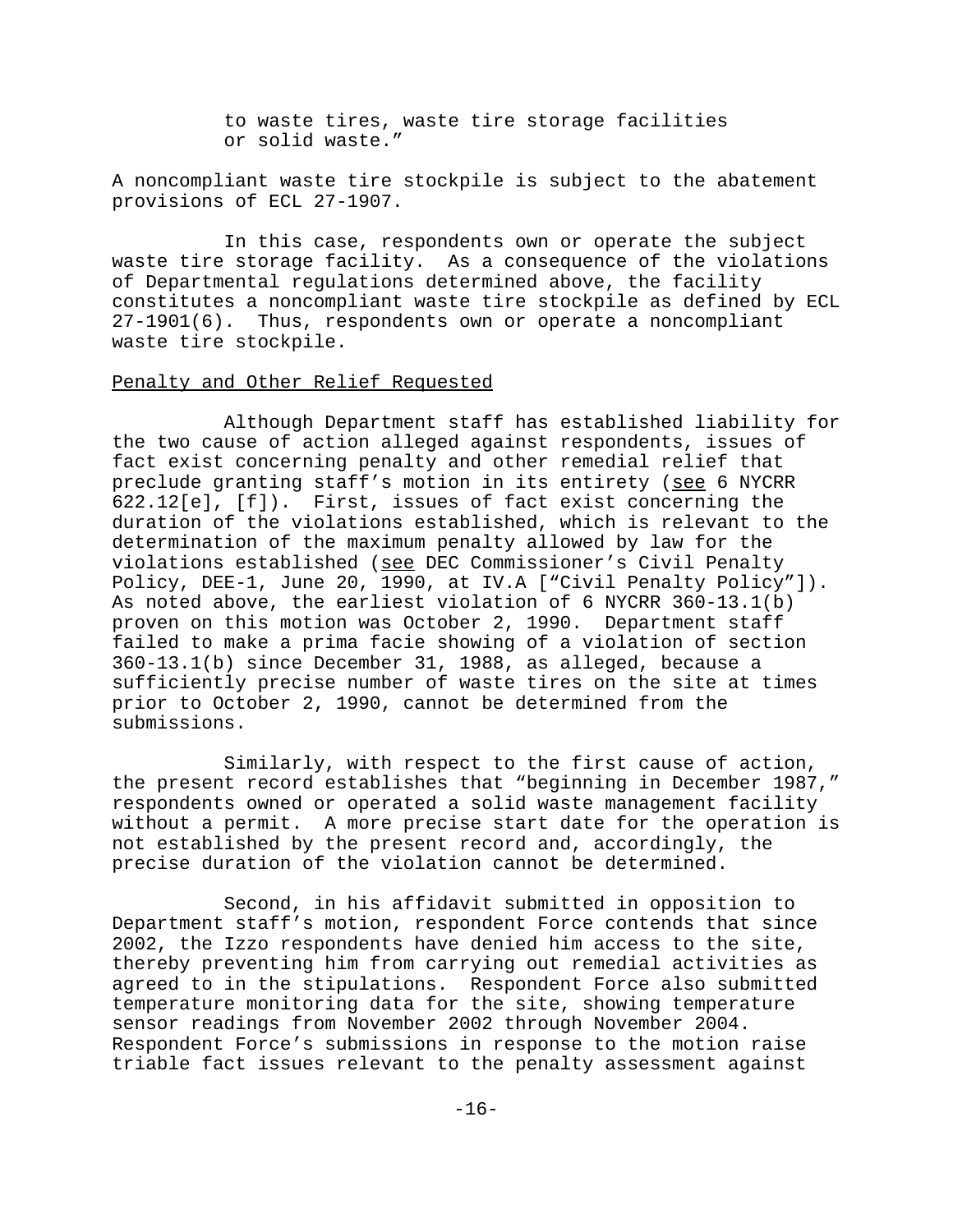to waste tires, waste tire storage facilities or solid waste."

A noncompliant waste tire stockpile is subject to the abatement provisions of ECL 27-1907.

In this case, respondents own or operate the subject waste tire storage facility. As a consequence of the violations of Departmental regulations determined above, the facility constitutes a noncompliant waste tire stockpile as defined by ECL 27-1901(6). Thus, respondents own or operate a noncompliant waste tire stockpile.

Penalty and Other Relief Requested

Although Department staff has established liability for the two cause of action alleged against respondents, issues of fact exist concerning penalty and other remedial relief that preclude granting staff's motion in its entirety (see 6 NYCRR 622.12[e], [f]). First, issues of fact exist concerning the duration of the violations established, which is relevant to the determination of the maximum penalty allowed by law for the violations established (see DEC Commissioner's Civil Penalty Policy, DEE-1, June 20, 1990, at IV.A ["Civil Penalty Policy"]). As noted above, the earliest violation of 6 NYCRR 360-13.1(b) proven on this motion was October 2, 1990. Department staff failed to make a prima facie showing of a violation of section 360-13.1(b) since December 31, 1988, as alleged, because a sufficiently precise number of waste tires on the site at times prior to October 2, 1990, cannot be determined from the submissions.

Similarly, with respect to the first cause of action, the present record establishes that "beginning in December 1987," respondents owned or operated a solid waste management facility without a permit. A more precise start date for the operation is not established by the present record and, accordingly, the precise duration of the violation cannot be determined.

Second, in his affidavit submitted in opposition to Department staff's motion, respondent Force contends that since 2002, the Izzo respondents have denied him access to the site, thereby preventing him from carrying out remedial activities as agreed to in the stipulations. Respondent Force also submitted temperature monitoring data for the site, showing temperature sensor readings from November 2002 through November 2004. Respondent Force's submissions in response to the motion raise triable fact issues relevant to the penalty assessment against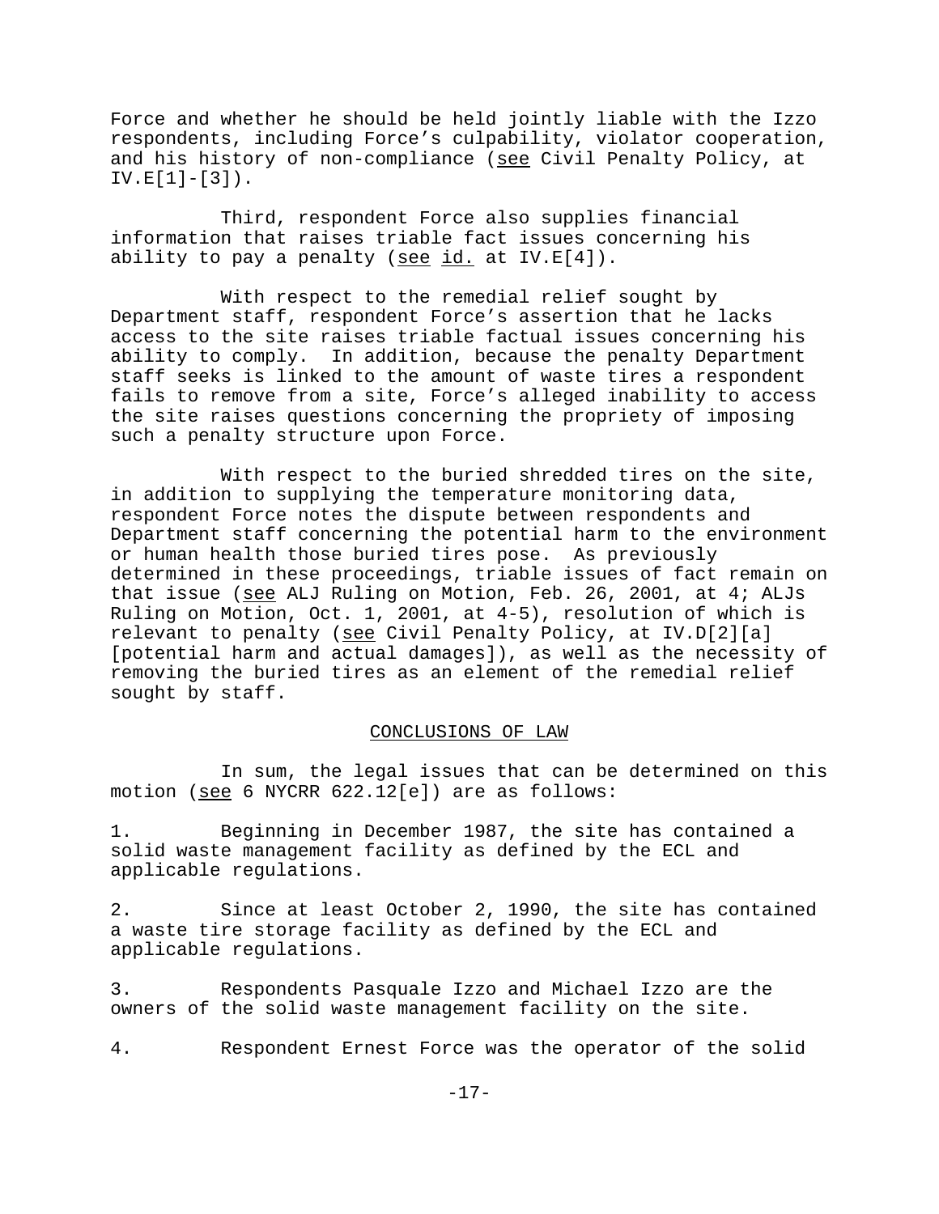Force and whether he should be held jointly liable with the Izzo respondents, including Force's culpability, violator cooperation, and his history of non-compliance (see Civil Penalty Policy, at IV.E[1]-[3]).

Third, respondent Force also supplies financial information that raises triable fact issues concerning his ability to pay a penalty (see id. at IV.E[4]).

With respect to the remedial relief sought by Department staff, respondent Force's assertion that he lacks access to the site raises triable factual issues concerning his ability to comply. In addition, because the penalty Department staff seeks is linked to the amount of waste tires a respondent fails to remove from a site, Force's alleged inability to access the site raises questions concerning the propriety of imposing such a penalty structure upon Force.

With respect to the buried shredded tires on the site, in addition to supplying the temperature monitoring data, respondent Force notes the dispute between respondents and Department staff concerning the potential harm to the environment or human health those buried tires pose. As previously determined in these proceedings, triable issues of fact remain on that issue (see ALJ Ruling on Motion, Feb. 26, 2001, at 4; ALJs Ruling on Motion, Oct. 1, 2001, at 4-5), resolution of which is relevant to penalty (see Civil Penalty Policy, at IV.D[2][a] [potential harm and actual damages]), as well as the necessity of removing the buried tires as an element of the remedial relief sought by staff.

## CONCLUSIONS OF LAW

In sum, the legal issues that can be determined on this motion (see 6 NYCRR 622.12[e]) are as follows:

1. Beginning in December 1987, the site has contained a solid waste management facility as defined by the ECL and applicable regulations.

2. Since at least October 2, 1990, the site has contained a waste tire storage facility as defined by the ECL and applicable regulations.

3. Respondents Pasquale Izzo and Michael Izzo are the owners of the solid waste management facility on the site.

4. Respondent Ernest Force was the operator of the solid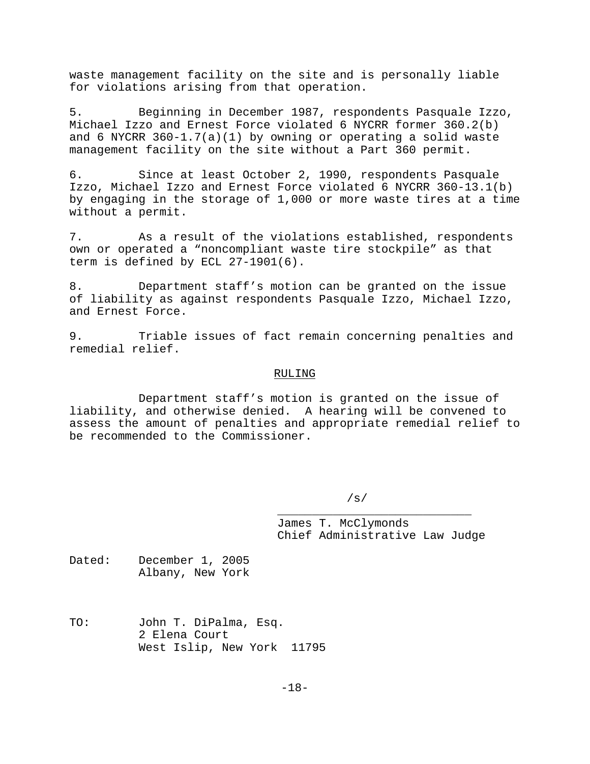waste management facility on the site and is personally liable for violations arising from that operation.

5. Beginning in December 1987, respondents Pasquale Izzo, Michael Izzo and Ernest Force violated 6 NYCRR former 360.2(b) and 6 NYCRR 360-1.7(a)(1) by owning or operating a solid waste management facility on the site without a Part 360 permit.

6. Since at least October 2, 1990, respondents Pasquale Izzo, Michael Izzo and Ernest Force violated 6 NYCRR 360-13.1(b) by engaging in the storage of 1,000 or more waste tires at a time without a permit.

7. As a result of the violations established, respondents own or operated a "noncompliant waste tire stockpile" as that term is defined by ECL 27-1901(6).

8. Department staff's motion can be granted on the issue of liability as against respondents Pasquale Izzo, Michael Izzo, and Ernest Force.

9. Triable issues of fact remain concerning penalties and remedial relief.

## RULING

Department staff's motion is granted on the issue of liability, and otherwise denied. A hearing will be convened to assess the amount of penalties and appropriate remedial relief to be recommended to the Commissioner.

/s/

James T. McClymonds
Chief Administrative Law Judge

Dated: December 1, 2005
Albany, New York

TO: John T. DiPalma, Esq.
2 Elena Court
West Islip, New York 11795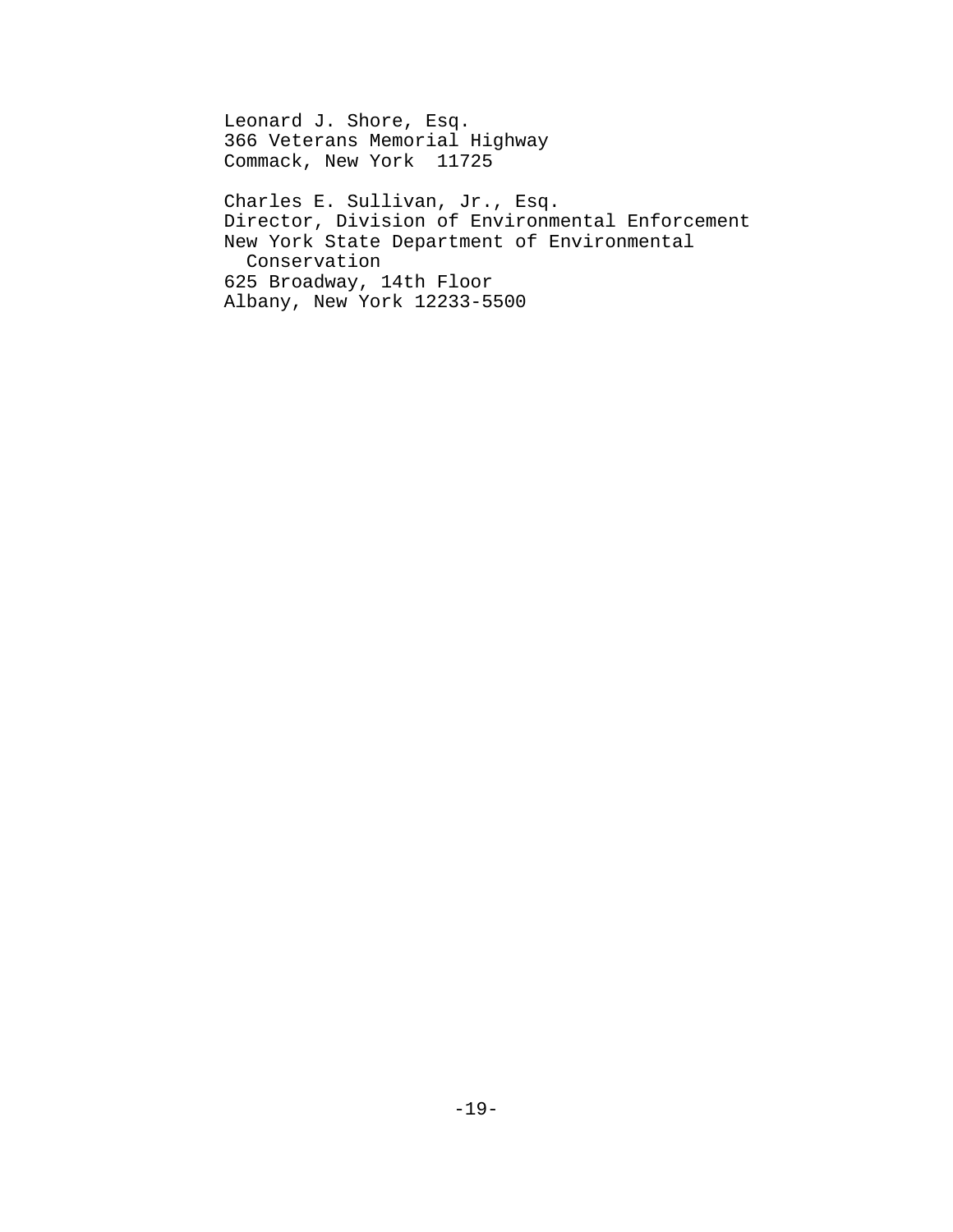Leonard J. Shore, Esq.
366 Veterans Memorial Highway
Commack, New York 11725

Charles E. Sullivan, Jr., Esq.
Director, Division of Environmental Enforcement
New York State Department of Environmental Conservation
625 Broadway, 14th Floor
Albany, New York 12233-5500